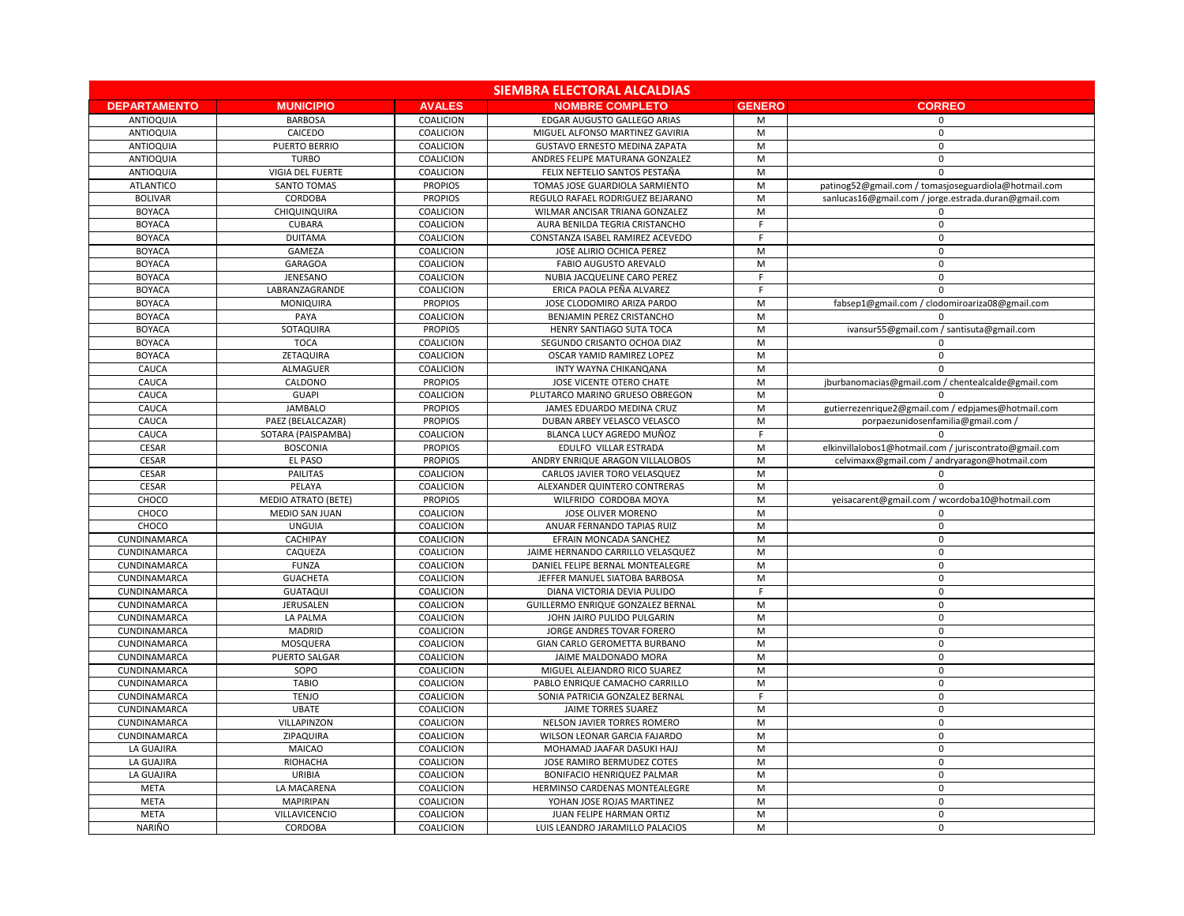| SIEMBRA ELECTORAL ALCALDIAS | | | | | |
|---|---|---|---|---|---|
| **DEPARTAMENTO** | **MUNICIPIO** | **AVALES** | **NOMBRE COMPLETO** | **GENERO** | **CORREO** |
| ANTIOQUIA | BARBOSA | COALICION | EDGAR AUGUSTO GALLEGO ARIAS | M | 0 |
| ANTIOQUIA | CAICEDO | COALICION | MIGUEL ALFONSO MARTINEZ GAVIRIA | M | 0 |
| ANTIOQUIA | PUERTO BERRIO | COALICION | GUSTAVO ERNESTO MEDINA ZAPATA | M | 0 |
| ANTIOQUIA | TURBO | COALICION | ANDRES FELIPE MATURANA GONZALEZ | M | 0 |
| ANTIOQUIA | VIGIA DEL FUERTE | COALICION | FELIX NEFTELIO SANTOS PESTAÑA | M | 0 |
| ATLANTICO | SANTO TOMAS | PROPIOS | TOMAS JOSE GUARDIOLA SARMIENTO | M | patinog52@gmail.com / tomasjoseguardiola@hotmail.com |
| BOLIVAR | CORDOBA | PROPIOS | REGULO RAFAEL RODRIGUEZ BEJARANO | M | sanlucas16@gmail.com / jorge.estrada.duran@gmail.com |
| BOYACA | CHIQUINQUIRA | COALICION | WILMAR ANCISAR TRIANA GONZALEZ | M | 0 |
| BOYACA | CUBARA | COALICION | AURA BENILDA TEGRIA CRISTANCHO | F | 0 |
| BOYACA | DUITAMA | COALICION | CONSTANZA ISABEL RAMIREZ ACEVEDO | F | 0 |
| BOYACA | GAMEZA | COALICION | JOSE ALIRIO OCHICA PEREZ | M | 0 |
| BOYACA | GARAGOA | COALICION | FABIO AUGUSTO AREVALO | M | 0 |
| BOYACA | JENESANO | COALICION | NUBIA JACQUELINE CARO PEREZ | F | 0 |
| BOYACA | LABRANZAGRANDE | COALICION | ERICA PAOLA PEÑA ALVAREZ | F | 0 |
| BOYACA | MONIQUIRA | PROPIOS | JOSE CLODOMIRO ARIZA PARDO | M | fabsep1@gmail.com / clodomiroariza08@gmail.com |
| BOYACA | PAYA | COALICION | BENJAMIN PEREZ CRISTANCHO | M | 0 |
| BOYACA | SOTAQUIRA | PROPIOS | HENRY SANTIAGO SUTA TOCA | M | ivansur55@gmail.com / santisuta@gmail.com |
| BOYACA | TOCA | COALICION | SEGUNDO CRISANTO OCHOA DIAZ | M | 0 |
| BOYACA | ZETAQUIRA | COALICION | OSCAR YAMID RAMIREZ LOPEZ | M | 0 |
| CAUCA | ALMAGUER | COALICION | INTY WAYNA CHIKANQANA | M | 0 |
| CAUCA | CALDONO | PROPIOS | JOSE VICENTE OTERO CHATE | M | jburbanomacias@gmail.com / chentealcalde@gmail.com |
| CAUCA | GUAPI | COALICION | PLUTARCO MARINO GRUESO OBREGON | M | 0 |
| CAUCA | JAMBALO | PROPIOS | JAMES EDUARDO MEDINA CRUZ | M | gutierrezenrique2@gmail.com / edpjames@hotmail.com |
| CAUCA | PAEZ (BELALCAZAR) | PROPIOS | DUBAN ARBEY VELASCO VELASCO | M | porpaezunidosenfamilia@gmail.com / |
| CAUCA | SOTARA (PAISPAMBA) | COALICION | BLANCA LUCY AGREDO MUÑOZ | F | 0 |
| CESAR | BOSCONIA | PROPIOS | EDULFO VILLAR ESTRADA | M | elkinvillalobos1@hotmail.com / juriscontrato@gmail.com |
| CESAR | EL PASO | PROPIOS | ANDRY ENRIQUE ARAGON VILLALOBOS | M | celvimaxx@gmail.com / andryaragon@hotmail.com |
| CESAR | PAILITAS | COALICION | CARLOS JAVIER TORO VELASQUEZ | M | 0 |
| CESAR | PELAYA | COALICION | ALEXANDER QUINTERO CONTRERAS | M | 0 |
| CHOCO | MEDIO ATRATO (BETE) | PROPIOS | WILFRIDO CORDOBA MOYA | M | yeisacarent@gmail.com / wcordoba10@hotmail.com |
| CHOCO | MEDIO SAN JUAN | COALICION | JOSE OLIVER MORENO | M | 0 |
| CHOCO | UNGUIA | COALICION | ANUAR FERNANDO TAPIAS RUIZ | M | 0 |
| CUNDINAMARCA | CACHIPAY | COALICION | EFRAIN MONCADA SANCHEZ | M | 0 |
| CUNDINAMARCA | CAQUEZA | COALICION | JAIME HERNANDO CARRILLO VELASQUEZ | M | 0 |
| CUNDINAMARCA | FUNZA | COALICION | DANIEL FELIPE BERNAL MONTEALEGRE | M | 0 |
| CUNDINAMARCA | GUACHETA | COALICION | JEFFER MANUEL SIATOBA BARBOSA | M | 0 |
| CUNDINAMARCA | GUATAQUI | COALICION | DIANA VICTORIA DEVIA PULIDO | F | 0 |
| CUNDINAMARCA | JERUSALEN | COALICION | GUILLERMO ENRIQUE GONZALEZ BERNAL | M | 0 |
| CUNDINAMARCA | LA PALMA | COALICION | JOHN JAIRO PULIDO PULGARIN | M | 0 |
| CUNDINAMARCA | MADRID | COALICION | JORGE ANDRES TOVAR FORERO | M | 0 |
| CUNDINAMARCA | MOSQUERA | COALICION | GIAN CARLO GEROMETTA BURBANO | M | 0 |
| CUNDINAMARCA | PUERTO SALGAR | COALICION | JAIME MALDONADO MORA | M | 0 |
| CUNDINAMARCA | SOPO | COALICION | MIGUEL ALEJANDRO RICO SUAREZ | M | 0 |
| CUNDINAMARCA | TABIO | COALICION | PABLO ENRIQUE CAMACHO CARRILLO | M | 0 |
| CUNDINAMARCA | TENJO | COALICION | SONIA PATRICIA GONZALEZ BERNAL | F | 0 |
| CUNDINAMARCA | UBATE | COALICION | JAIME TORRES SUAREZ | M | 0 |
| CUNDINAMARCA | VILLAPINZON | COALICION | NELSON JAVIER TORRES ROMERO | M | 0 |
| CUNDINAMARCA | ZIPAQUIRA | COALICION | WILSON LEONAR GARCIA FAJARDO | M | 0 |
| LA GUAJIRA | MAICAO | COALICION | MOHAMAD JAAFAR DASUKI HAJJ | M | 0 |
| LA GUAJIRA | RIOHACHA | COALICION | JOSE RAMIRO BERMUDEZ COTES | M | 0 |
| LA GUAJIRA | URIBIA | COALICION | BONIFACIO HENRIQUEZ PALMAR | M | 0 |
| META | LA MACARENA | COALICION | HERMINSO CARDENAS MONTEALEGRE | M | 0 |
| META | MAPIRIPAN | COALICION | YOHAN JOSE ROJAS MARTINEZ | M | 0 |
| META | VILLAVICENCIO | COALICION | JUAN FELIPE HARMAN ORTIZ | M | 0 |
| NARIÑO | CORDOBA | COALICION | LUIS LEANDRO JARAMILLO PALACIOS | M | 0 |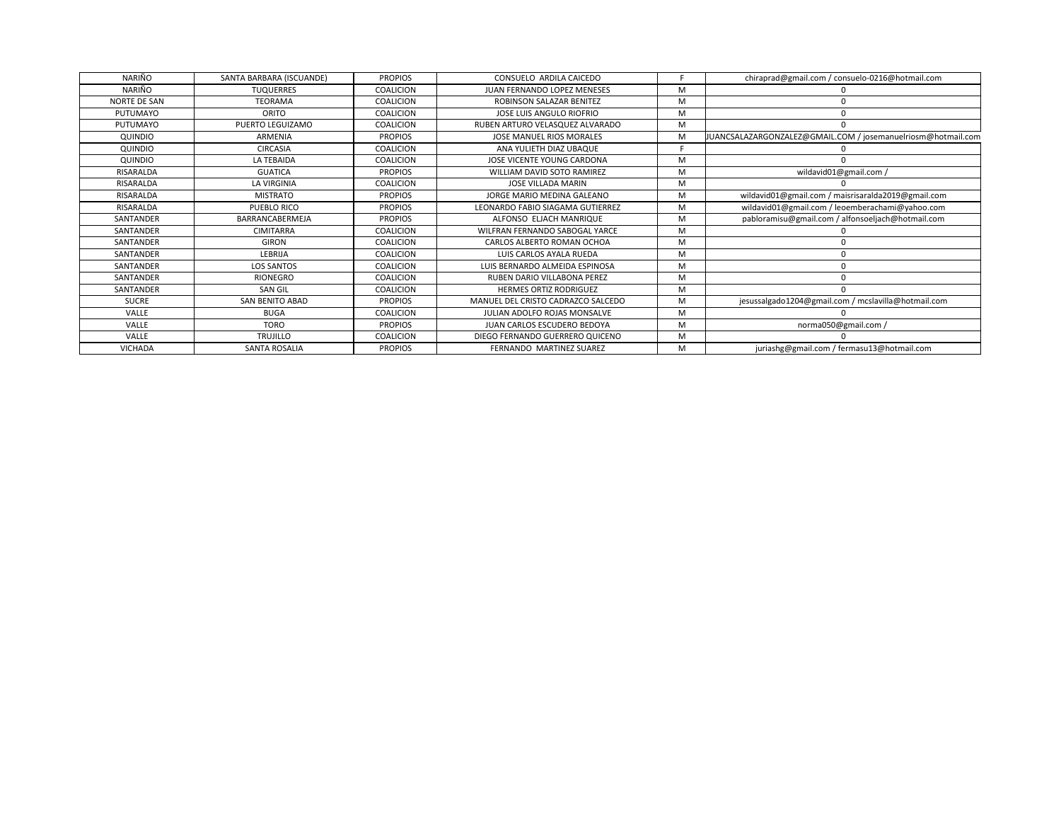| | | | | | |
|---|---|---|---|---|---|
| NARIÑO | SANTA BARBARA (ISCUANDE) | PROPIOS | CONSUELO ARDILA CAICEDO | F | chiraprad@gmail.com / consuelo-0216@hotmail.com |
| NARIÑO | TUQUERRES | COALICION | JUAN FERNANDO LOPEZ MENESES | M | 0 |
| NORTE DE SAN | TEORAMA | COALICION | ROBINSON SALAZAR BENITEZ | M | 0 |
| PUTUMAYO | ORITO | COALICION | JOSE LUIS ANGULO RIOFRIO | M | 0 |
| PUTUMAYO | PUERTO LEGUIZAMO | COALICION | RUBEN ARTURO VELASQUEZ ALVARADO | M | 0 |
| QUINDIO | ARMENIA | PROPIOS | JOSE MANUEL RIOS MORALES | M | JUANCSALAZARGONZALEZ@GMAIL.COM / josemanuelriosm@hotmail.com |
| QUINDIO | CIRCASIA | COALICION | ANA YULIETH DIAZ UBAQUE | F | 0 |
| QUINDIO | LA TEBAIDA | COALICION | JOSE VICENTE YOUNG CARDONA | M | 0 |
| RISARALDA | GUATICA | PROPIOS | WILLIAM DAVID SOTO RAMIREZ | M | wildavid01@gmail.com / |
| RISARALDA | LA VIRGINIA | COALICION | JOSE VILLADA MARIN | M | 0 |
| RISARALDA | MISTRATO | PROPIOS | JORGE MARIO MEDINA GALEANO | M | wildavid01@gmail.com / maisrisaralda2019@gmail.com |
| RISARALDA | PUEBLO RICO | PROPIOS | LEONARDO FABIO SIAGAMA GUTIERREZ | M | wildavid01@gmail.com / leoemberachami@yahoo.com |
| SANTANDER | BARRANCABERMEJA | PROPIOS | ALFONSO ELJACH MANRIQUE | M | pabloramisu@gmail.com / alfonsoeljach@hotmail.com |
| SANTANDER | CIMITARRA | COALICION | WILFRAN FERNANDO SABOGAL YARCE | M | 0 |
| SANTANDER | GIRON | COALICION | CARLOS ALBERTO ROMAN OCHOA | M | 0 |
| SANTANDER | LEBRIJA | COALICION | LUIS CARLOS AYALA RUEDA | M | 0 |
| SANTANDER | LOS SANTOS | COALICION | LUIS BERNARDO ALMEIDA ESPINOSA | M | 0 |
| SANTANDER | RIONEGRO | COALICION | RUBEN DARIO VILLABONA PEREZ | M | 0 |
| SANTANDER | SAN GIL | COALICION | HERMES ORTIZ RODRIGUEZ | M | 0 |
| SUCRE | SAN BENITO ABAD | PROPIOS | MANUEL DEL CRISTO CADRAZCO SALCEDO | M | jesussalgado1204@gmail.com / mcslavilla@hotmail.com |
| VALLE | BUGA | COALICION | JULIAN ADOLFO ROJAS MONSALVE | M | 0 |
| VALLE | TORO | PROPIOS | JUAN CARLOS ESCUDERO BEDOYA | M | norma050@gmail.com / |
| VALLE | TRUJILLO | COALICION | DIEGO FERNANDO GUERRERO QUICENO | M | 0 |
| VICHADA | SANTA ROSALIA | PROPIOS | FERNANDO MARTINEZ SUAREZ | M | juriashg@gmail.com / fermasu13@hotmail.com |